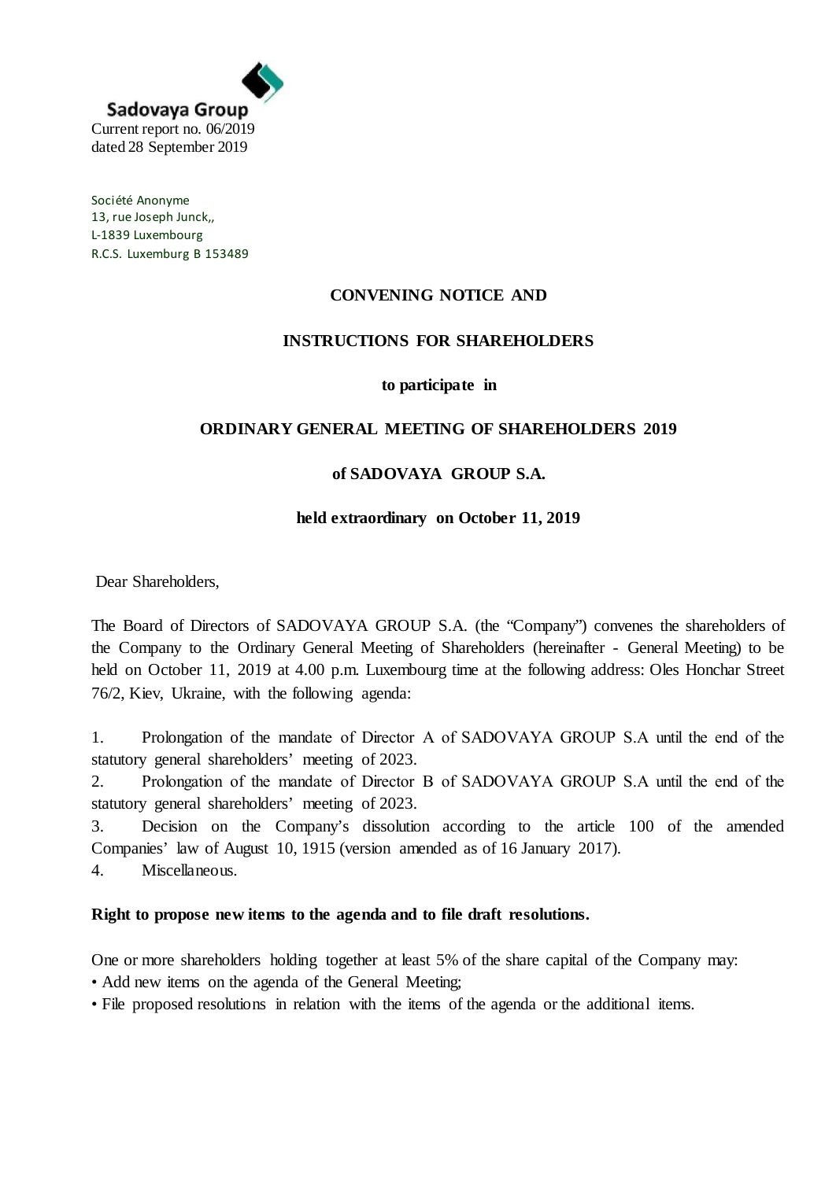Sadovaya Group

Current report no. 06/2019
dated 28 September 2019

Société Anonyme
13, rue Joseph Junck,,
L-1839 Luxembourg
R.C.S. Luxemburg B 153489

**CONVENING NOTICE AND**

**INSTRUCTIONS FOR SHAREHOLDERS**

**to participate in**

**ORDINARY GENERAL MEETING OF SHAREHOLDERS 2019**

**of SADOVAYA GROUP S.A.**

**held extraordinary on October 11, 2019**

Dear Shareholders,

The Board of Directors of SADOVAYA GROUP S.A. (the "Company") convenes the shareholders of the Company to the Ordinary General Meeting of Shareholders (hereinafter - General Meeting) to be held on October 11, 2019 at 4.00 p.m. Luxembourg time at the following address: Oles Honchar Street 76/2, Kiev, Ukraine, with the following agenda:

1. Prolongation of the mandate of Director A of SADOVAYA GROUP S.A until the end of the statutory general shareholders' meeting of 2023.
2. Prolongation of the mandate of Director B of SADOVAYA GROUP S.A until the end of the statutory general shareholders' meeting of 2023.
3. Decision on the Company's dissolution according to the article 100 of the amended Companies' law of August 10, 1915 (version amended as of 16 January 2017).
4. Miscellaneous.

**Right to propose new items to the agenda and to file draft resolutions.**

One or more shareholders holding together at least 5% of the share capital of the Company may:

- Add new items on the agenda of the General Meeting;
- File proposed resolutions in relation with the items of the agenda or the additional items.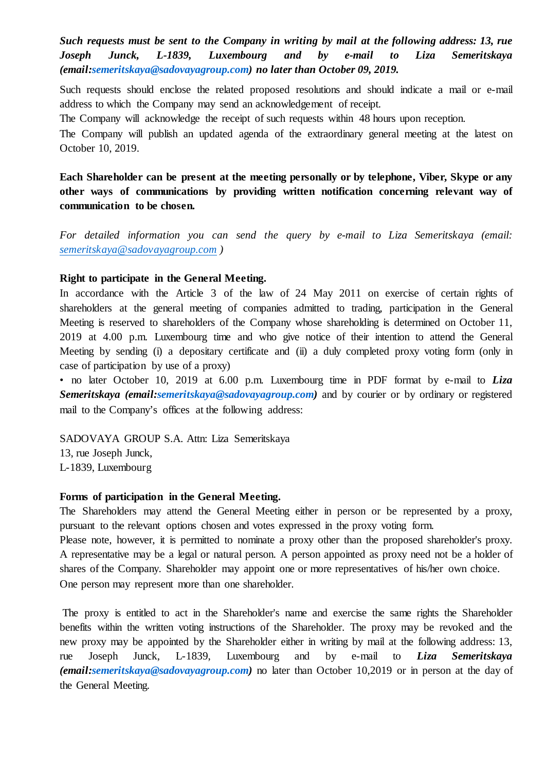***Such requests must be sent to the Company in writing by mail at the following address: 13, rue Joseph Junck, L-1839, Luxembourg and by e-mail to Liza Semeritskaya (email:semeritskaya@sadovayagroup.com) no later than October 09, 2019.***

Such requests should enclose the related proposed resolutions and should indicate a mail or e-mail address to which the Company may send an acknowledgement of receipt.
The Company will acknowledge the receipt of such requests within 48 hours upon reception.
The Company will publish an updated agenda of the extraordinary general meeting at the latest on October 10, 2019.

**Each Shareholder can be present at the meeting personally or by telephone, Viber, Skype or any other ways of communications by providing written notification concerning relevant way of communication to be chosen.**

*For detailed information you can send the query by e-mail to Liza Semeritskaya (email: semeritskaya@sadovayagroup.com )*

**Right to participate in the General Meeting.**
In accordance with the Article 3 of the law of 24 May 2011 on exercise of certain rights of shareholders at the general meeting of companies admitted to trading, participation in the General Meeting is reserved to shareholders of the Company whose shareholding is determined on October 11, 2019 at 4.00 p.m. Luxembourg time and who give notice of their intention to attend the General Meeting by sending (i) a depositary certificate and (ii) a duly completed proxy voting form (only in case of participation by use of a proxy)
• no later October 10, 2019 at 6.00 p.m. Luxembourg time in PDF format by e-mail to ***Liza Semeritskaya (email:semeritskaya@sadovayagroup.com)*** and by courier or by ordinary or registered mail to the Company's offices at the following address:

SADOVAYA GROUP S.A. Attn: Liza Semeritskaya
13, rue Joseph Junck,
L-1839, Luxembourg

**Forms of participation in the General Meeting.**
The Shareholders may attend the General Meeting either in person or be represented by a proxy, pursuant to the relevant options chosen and votes expressed in the proxy voting form.
Please note, however, it is permitted to nominate a proxy other than the proposed shareholder's proxy. A representative may be a legal or natural person. A person appointed as proxy need not be a holder of shares of the Company. Shareholder may appoint one or more representatives of his/her own choice.
One person may represent more than one shareholder.

The proxy is entitled to act in the Shareholder's name and exercise the same rights the Shareholder benefits within the written voting instructions of the Shareholder. The proxy may be revoked and the new proxy may be appointed by the Shareholder either in writing by mail at the following address: 13, rue Joseph Junck, L-1839, Luxembourg and by e-mail to ***Liza Semeritskaya (email:semeritskaya@sadovayagroup.com)*** no later than October 10,2019 or in person at the day of the General Meeting.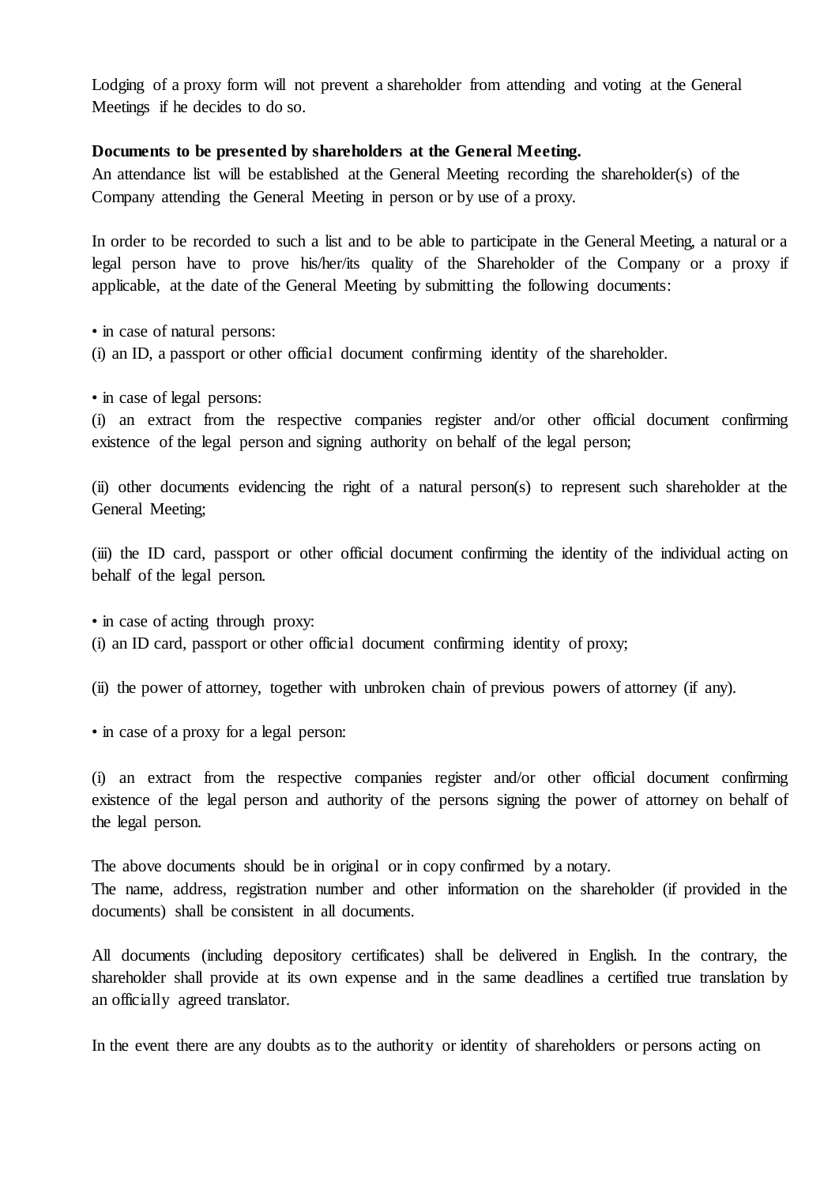Lodging of a proxy form will not prevent a shareholder from attending and voting at the General Meetings if he decides to do so.

**Documents to be presented by shareholders at the General Meeting.**

An attendance list will be established at the General Meeting recording the shareholder(s) of the Company attending the General Meeting in person or by use of a proxy.

In order to be recorded to such a list and to be able to participate in the General Meeting, a natural or a legal person have to prove his/her/its quality of the Shareholder of the Company or a proxy if applicable, at the date of the General Meeting by submitting the following documents:

• in case of natural persons:
(i) an ID, a passport or other official document confirming identity of the shareholder.

• in case of legal persons:
(i) an extract from the respective companies register and/or other official document confirming existence of the legal person and signing authority on behalf of the legal person;

(ii) other documents evidencing the right of a natural person(s) to represent such shareholder at the General Meeting;

(iii) the ID card, passport or other official document confirming the identity of the individual acting on behalf of the legal person.

• in case of acting through proxy:
(i) an ID card, passport or other official document confirming identity of proxy;

(ii) the power of attorney, together with unbroken chain of previous powers of attorney (if any).

• in case of a proxy for a legal person:

(i) an extract from the respective companies register and/or other official document confirming existence of the legal person and authority of the persons signing the power of attorney on behalf of the legal person.

The above documents should be in original or in copy confirmed by a notary.
The name, address, registration number and other information on the shareholder (if provided in the documents) shall be consistent in all documents.

All documents (including depository certificates) shall be delivered in English. In the contrary, the shareholder shall provide at its own expense and in the same deadlines a certified true translation by an officially agreed translator.

In the event there are any doubts as to the authority or identity of shareholders or persons acting on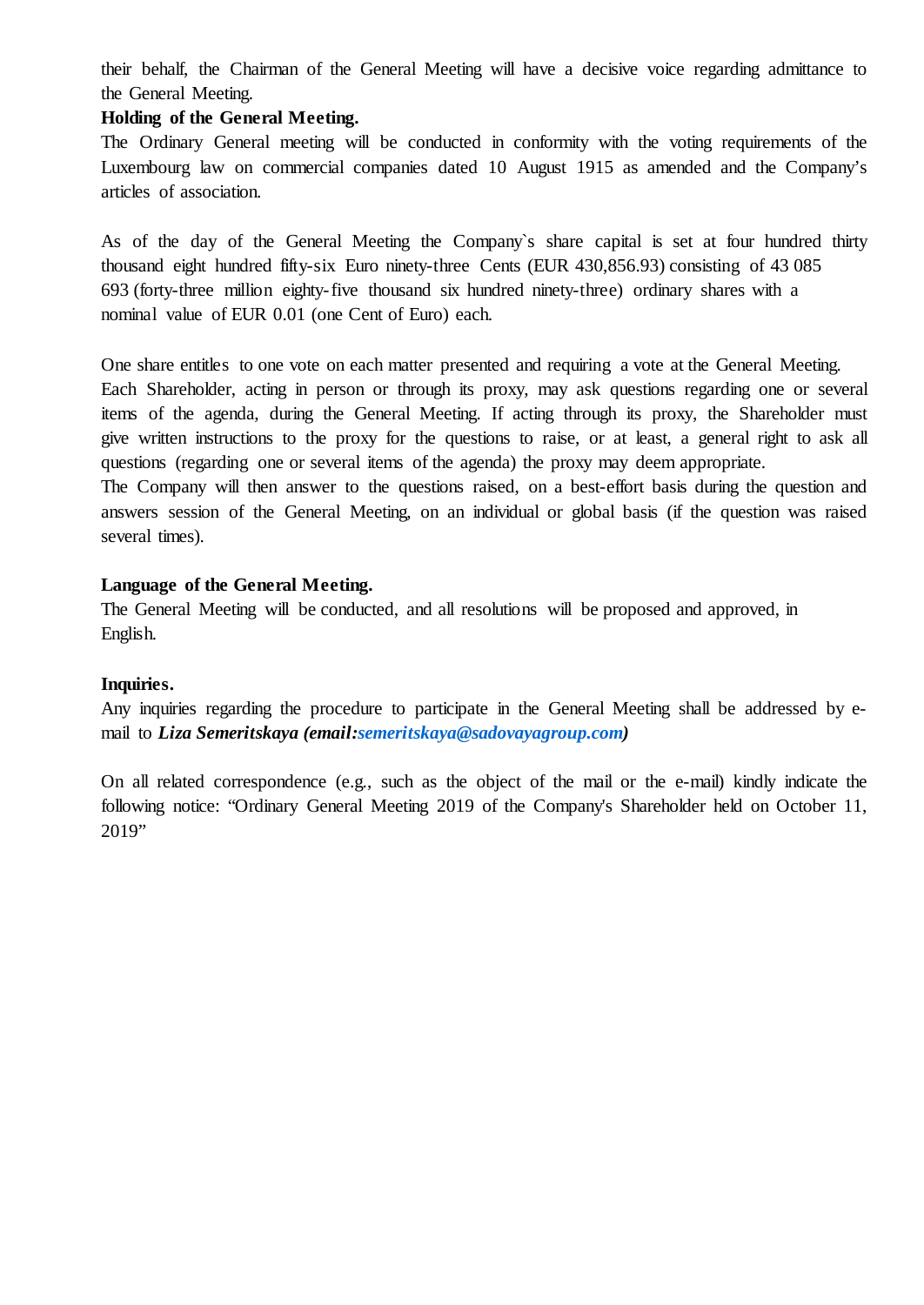their behalf, the Chairman of the General Meeting will have a decisive voice regarding admittance to the General Meeting.

**Holding of the General Meeting.**

The Ordinary General meeting will be conducted in conformity with the voting requirements of the Luxembourg law on commercial companies dated 10 August 1915 as amended and the Company's articles of association.

As of the day of the General Meeting the Company`s share capital is set at four hundred thirty thousand eight hundred fifty-six Euro ninety-three Cents (EUR 430,856.93) consisting of 43 085 693 (forty-three million eighty-five thousand six hundred ninety-three) ordinary shares with a nominal value of EUR 0.01 (one Cent of Euro) each.

One share entitles to one vote on each matter presented and requiring a vote at the General Meeting. Each Shareholder, acting in person or through its proxy, may ask questions regarding one or several items of the agenda, during the General Meeting. If acting through its proxy, the Shareholder must give written instructions to the proxy for the questions to raise, or at least, a general right to ask all questions (regarding one or several items of the agenda) the proxy may deem appropriate.

The Company will then answer to the questions raised, on a best-effort basis during the question and answers session of the General Meeting, on an individual or global basis (if the question was raised several times).

**Language of the General Meeting.**

The General Meeting will be conducted, and all resolutions will be proposed and approved, in English.

**Inquiries.**

Any inquiries regarding the procedure to participate in the General Meeting shall be addressed by e-mail to ***Liza Semeritskaya (email:semeritskaya@sadovayagroup.com)***

On all related correspondence (e.g., such as the object of the mail or the e-mail) kindly indicate the following notice: "Ordinary General Meeting 2019 of the Company's Shareholder held on October 11, 2019"